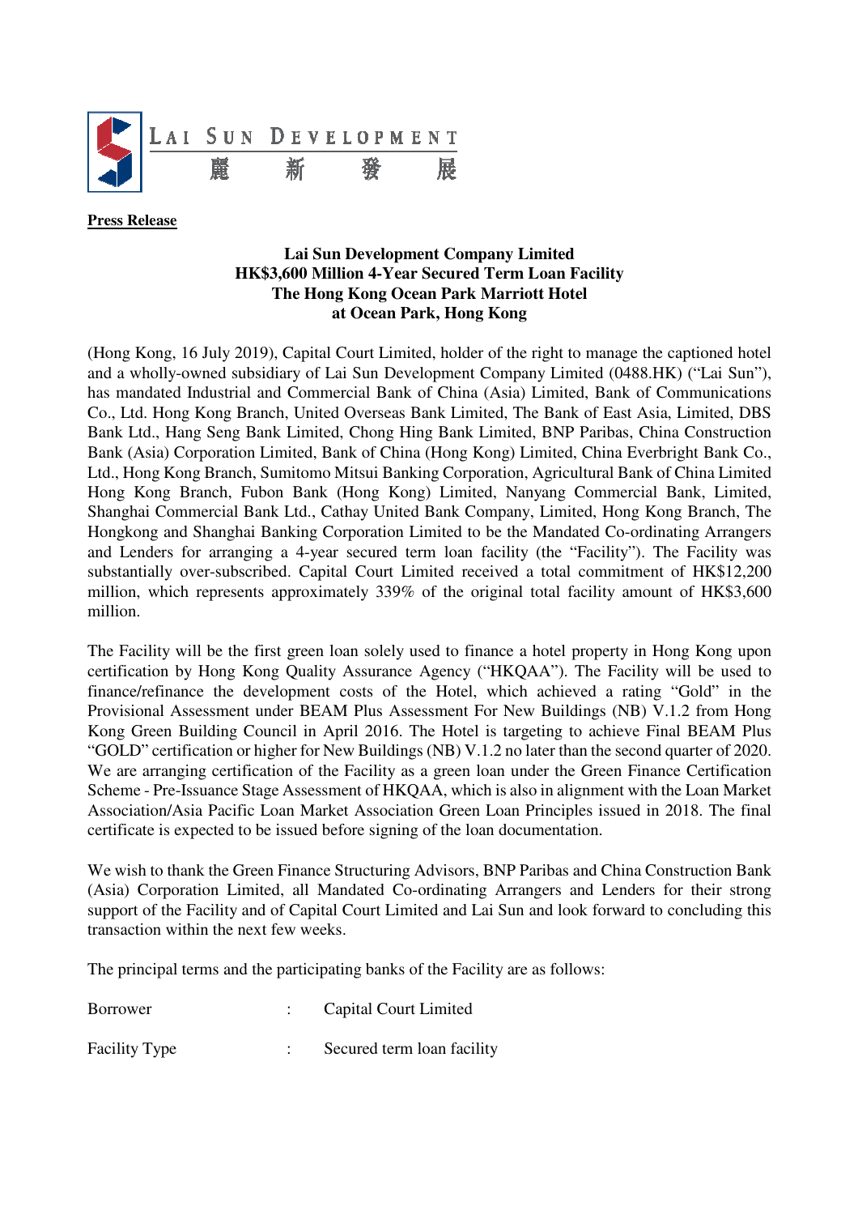**Press Release**

**Lai Sun Development Company Limited**
**HK$3,600 Million 4-Year Secured Term Loan Facility**
**The Hong Kong Ocean Park Marriott Hotel**
**at Ocean Park, Hong Kong**

(Hong Kong, 16 July 2019), Capital Court Limited, holder of the right to manage the captioned hotel and a wholly-owned subsidiary of Lai Sun Development Company Limited (0488.HK) ("Lai Sun"), has mandated Industrial and Commercial Bank of China (Asia) Limited, Bank of Communications Co., Ltd. Hong Kong Branch, United Overseas Bank Limited, The Bank of East Asia, Limited, DBS Bank Ltd., Hang Seng Bank Limited, Chong Hing Bank Limited, BNP Paribas, China Construction Bank (Asia) Corporation Limited, Bank of China (Hong Kong) Limited, China Everbright Bank Co., Ltd., Hong Kong Branch, Sumitomo Mitsui Banking Corporation, Agricultural Bank of China Limited Hong Kong Branch, Fubon Bank (Hong Kong) Limited, Nanyang Commercial Bank, Limited, Shanghai Commercial Bank Ltd., Cathay United Bank Company, Limited, Hong Kong Branch, The Hongkong and Shanghai Banking Corporation Limited to be the Mandated Co-ordinating Arrangers and Lenders for arranging a 4-year secured term loan facility (the "Facility"). The Facility was substantially over-subscribed. Capital Court Limited received a total commitment of HK$12,200 million, which represents approximately 339% of the original total facility amount of HK$3,600 million.

The Facility will be the first green loan solely used to finance a hotel property in Hong Kong upon certification by Hong Kong Quality Assurance Agency ("HKQAA"). The Facility will be used to finance/refinance the development costs of the Hotel, which achieved a rating "Gold" in the Provisional Assessment under BEAM Plus Assessment For New Buildings (NB) V.1.2 from Hong Kong Green Building Council in April 2016. The Hotel is targeting to achieve Final BEAM Plus "GOLD" certification or higher for New Buildings (NB) V.1.2 no later than the second quarter of 2020. We are arranging certification of the Facility as a green loan under the Green Finance Certification Scheme - Pre-Issuance Stage Assessment of HKQAA, which is also in alignment with the Loan Market Association/Asia Pacific Loan Market Association Green Loan Principles issued in 2018. The final certificate is expected to be issued before signing of the loan documentation.

We wish to thank the Green Finance Structuring Advisors, BNP Paribas and China Construction Bank (Asia) Corporation Limited, all Mandated Co-ordinating Arrangers and Lenders for their strong support of the Facility and of Capital Court Limited and Lai Sun and look forward to concluding this transaction within the next few weeks.

The principal terms and the participating banks of the Facility are as follows:

| | | |
|---|---|---|
| Borrower | : | Capital Court Limited |
| Facility Type | : | Secured term loan facility |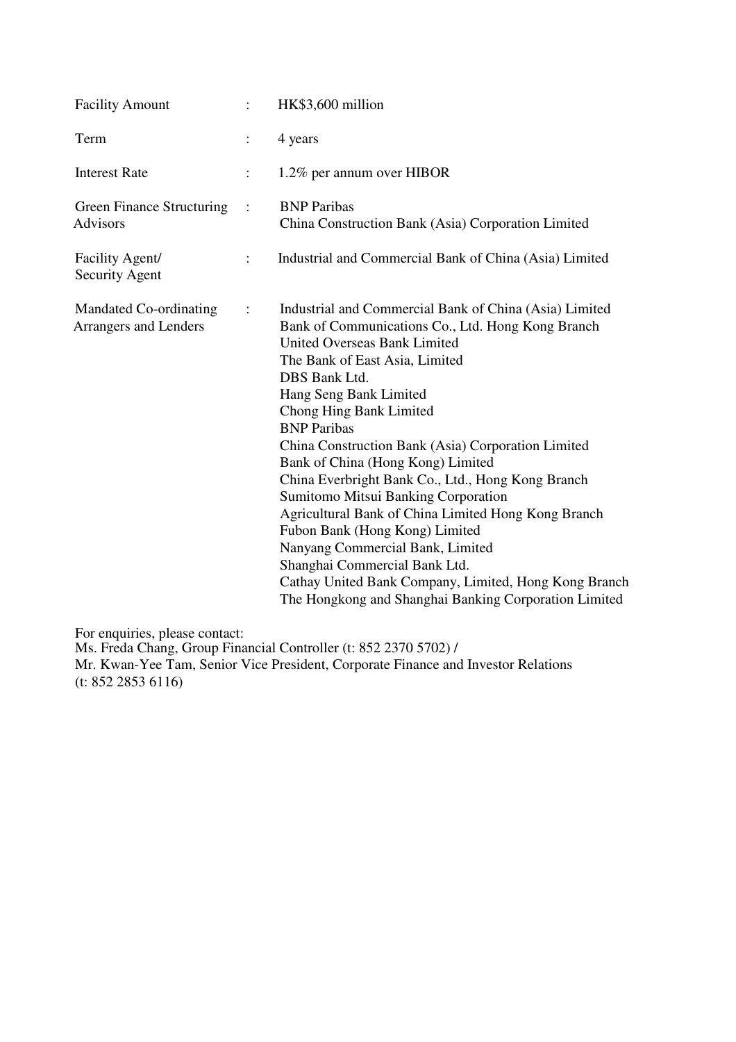| | | |
|---|---|---|
| Facility Amount | : | HK$3,600 million |
| Term | : | 4 years |
| Interest Rate | : | 1.2% per annum over HIBOR |
| Green Finance Structuring Advisors | : | BNP Paribas<br>China Construction Bank (Asia) Corporation Limited |
| Facility Agent/ Security Agent | : | Industrial and Commercial Bank of China (Asia) Limited |
| Mandated Co-ordinating Arrangers and Lenders | : | Industrial and Commercial Bank of China (Asia) Limited<br>Bank of Communications Co., Ltd. Hong Kong Branch<br>United Overseas Bank Limited<br>The Bank of East Asia, Limited<br>DBS Bank Ltd.<br>Hang Seng Bank Limited<br>Chong Hing Bank Limited<br>BNP Paribas<br>China Construction Bank (Asia) Corporation Limited<br>Bank of China (Hong Kong) Limited<br>China Everbright Bank Co., Ltd., Hong Kong Branch<br>Sumitomo Mitsui Banking Corporation<br>Agricultural Bank of China Limited Hong Kong Branch<br>Fubon Bank (Hong Kong) Limited<br>Nanyang Commercial Bank, Limited<br>Shanghai Commercial Bank Ltd.<br>Cathay United Bank Company, Limited, Hong Kong Branch<br>The Hongkong and Shanghai Banking Corporation Limited |

For enquiries, please contact:
Ms. Freda Chang, Group Financial Controller (t: 852 2370 5702) /
Mr. Kwan-Yee Tam, Senior Vice President, Corporate Finance and Investor Relations (t: 852 2853 6116)